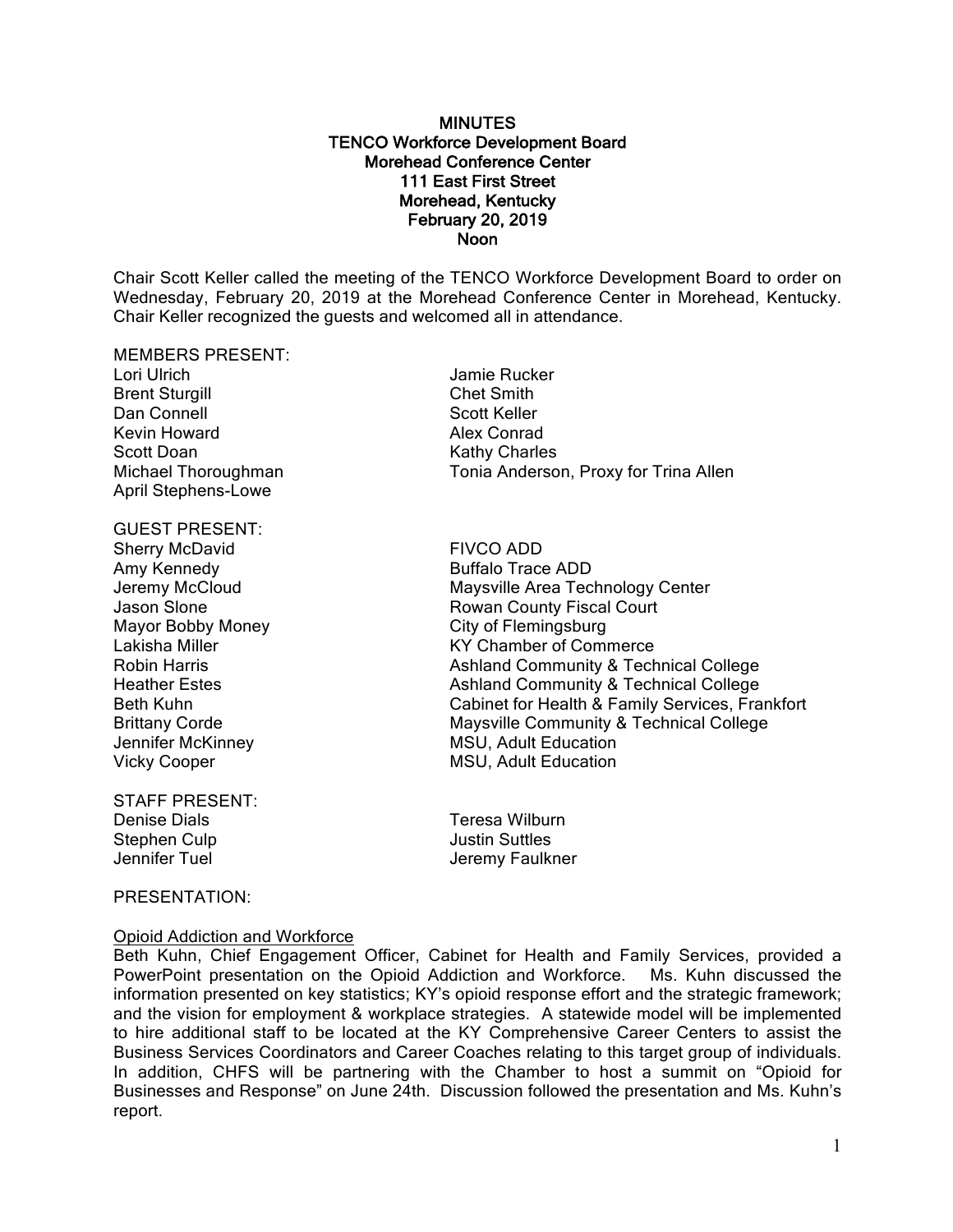**MINUTES**
**TENCO Workforce Development Board**
**Morehead Conference Center**
**111 East First Street**
**Morehead, Kentucky**
**February 20, 2019**
**Noon**

Chair Scott Keller called the meeting of the TENCO Workforce Development Board to order on Wednesday, February 20, 2019 at the Morehead Conference Center in Morehead, Kentucky. Chair Keller recognized the guests and welcomed all in attendance.

MEMBERS PRESENT:

| | |
|---|---|
| Lori Ulrich | Jamie Rucker |
| Brent Sturgill | Chet Smith |
| Dan Connell | Scott Keller |
| Kevin Howard | Alex Conrad |
| Scott Doan | Kathy Charles |
| Michael Thoroughman | Tonia Anderson, Proxy for Trina Allen |
| April Stephens-Lowe | |

GUEST PRESENT:

| | |
|---|---|
| Sherry McDavid | FIVCO ADD |
| Amy Kennedy | Buffalo Trace ADD |
| Jeremy McCloud | Maysville Area Technology Center |
| Jason Slone | Rowan County Fiscal Court |
| Mayor Bobby Money | City of Flemingsburg |
| Lakisha Miller | KY Chamber of Commerce |
| Robin Harris | Ashland Community & Technical College |
| Heather Estes | Ashland Community & Technical College |
| Beth Kuhn | Cabinet for Health & Family Services, Frankfort |
| Brittany Corde | Maysville Community & Technical College |
| Jennifer McKinney | MSU, Adult Education |
| Vicky Cooper | MSU, Adult Education |

STAFF PRESENT:

| | |
|---|---|
| Denise Dials | Teresa Wilburn |
| Stephen Culp | Justin Suttles |
| Jennifer Tuel | Jeremy Faulkner |

PRESENTATION:

Opioid Addiction and Workforce

Beth Kuhn, Chief Engagement Officer, Cabinet for Health and Family Services, provided a PowerPoint presentation on the Opioid Addiction and Workforce. Ms. Kuhn discussed the information presented on key statistics; KY's opioid response effort and the strategic framework; and the vision for employment & workplace strategies. A statewide model will be implemented to hire additional staff to be located at the KY Comprehensive Career Centers to assist the Business Services Coordinators and Career Coaches relating to this target group of individuals. In addition, CHFS will be partnering with the Chamber to host a summit on "Opioid for Businesses and Response" on June 24th. Discussion followed the presentation and Ms. Kuhn's report.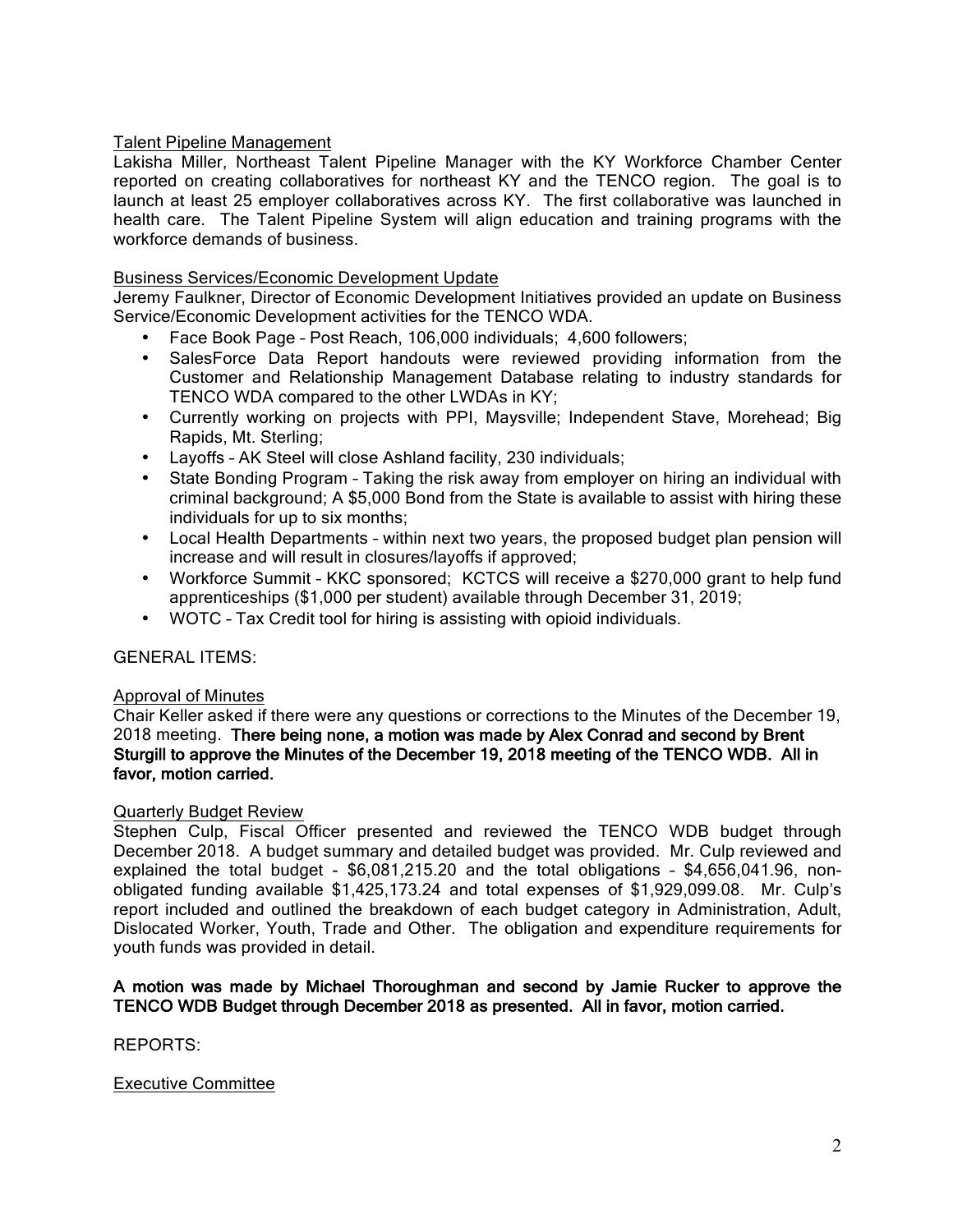Talent Pipeline Management

Lakisha Miller, Northeast Talent Pipeline Manager with the KY Workforce Chamber Center reported on creating collaboratives for northeast KY and the TENCO region. The goal is to launch at least 25 employer collaboratives across KY. The first collaborative was launched in health care. The Talent Pipeline System will align education and training programs with the workforce demands of business.

Business Services/Economic Development Update

Jeremy Faulkner, Director of Economic Development Initiatives provided an update on Business Service/Economic Development activities for the TENCO WDA.

- Face Book Page – Post Reach, 106,000 individuals; 4,600 followers;
- SalesForce Data Report handouts were reviewed providing information from the Customer and Relationship Management Database relating to industry standards for TENCO WDA compared to the other LWDAs in KY;
- Currently working on projects with PPI, Maysville; Independent Stave, Morehead; Big Rapids, Mt. Sterling;
- Layoffs – AK Steel will close Ashland facility, 230 individuals;
- State Bonding Program – Taking the risk away from employer on hiring an individual with criminal background; A $5,000 Bond from the State is available to assist with hiring these individuals for up to six months;
- Local Health Departments – within next two years, the proposed budget plan pension will increase and will result in closures/layoffs if approved;
- Workforce Summit – KKC sponsored; KCTCS will receive a $270,000 grant to help fund apprenticeships ($1,000 per student) available through December 31, 2019;
- WOTC – Tax Credit tool for hiring is assisting with opioid individuals.

GENERAL ITEMS:

Approval of Minutes

Chair Keller asked if there were any questions or corrections to the Minutes of the December 19, 2018 meeting. **There being none, a motion was made by Alex Conrad and second by Brent Sturgill to approve the Minutes of the December 19, 2018 meeting of the TENCO WDB. All in favor, motion carried.**

Quarterly Budget Review

Stephen Culp, Fiscal Officer presented and reviewed the TENCO WDB budget through December 2018. A budget summary and detailed budget was provided. Mr. Culp reviewed and explained the total budget - $6,081,215.20 and the total obligations – $4,656,041.96, non-obligated funding available $1,425,173.24 and total expenses of $1,929,099.08. Mr. Culp's report included and outlined the breakdown of each budget category in Administration, Adult, Dislocated Worker, Youth, Trade and Other. The obligation and expenditure requirements for youth funds was provided in detail.

**A motion was made by Michael Thoroughman and second by Jamie Rucker to approve the TENCO WDB Budget through December 2018 as presented. All in favor, motion carried.**

REPORTS:

Executive Committee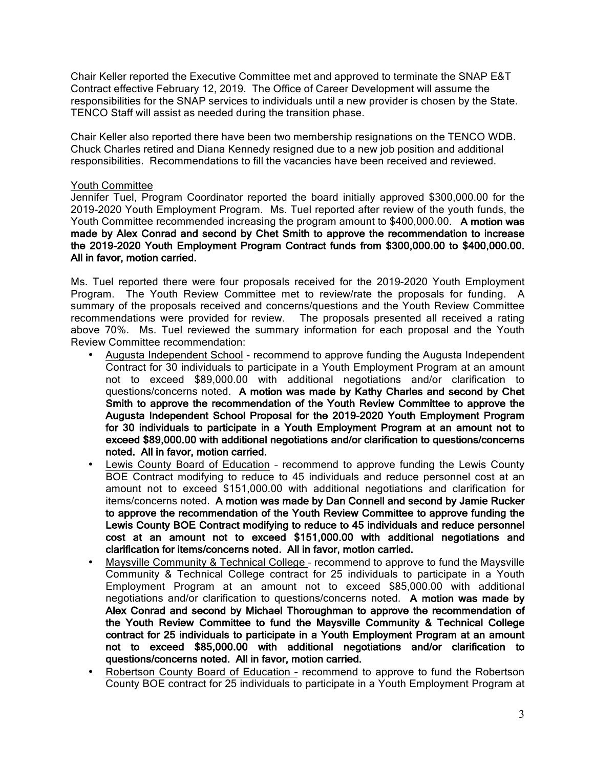Chair Keller reported the Executive Committee met and approved to terminate the SNAP E&T Contract effective February 12, 2019. The Office of Career Development will assume the responsibilities for the SNAP services to individuals until a new provider is chosen by the State. TENCO Staff will assist as needed during the transition phase.

Chair Keller also reported there have been two membership resignations on the TENCO WDB. Chuck Charles retired and Diana Kennedy resigned due to a new job position and additional responsibilities. Recommendations to fill the vacancies have been received and reviewed.

Youth Committee

Jennifer Tuel, Program Coordinator reported the board initially approved $300,000.00 for the 2019-2020 Youth Employment Program. Ms. Tuel reported after review of the youth funds, the Youth Committee recommended increasing the program amount to $400,000.00. **A motion was made by Alex Conrad and second by Chet Smith to approve the recommendation to increase the 2019-2020 Youth Employment Program Contract funds from $300,000.00 to $400,000.00. All in favor, motion carried.**

Ms. Tuel reported there were four proposals received for the 2019-2020 Youth Employment Program. The Youth Review Committee met to review/rate the proposals for funding. A summary of the proposals received and concerns/questions and the Youth Review Committee recommendations were provided for review. The proposals presented all received a rating above 70%. Ms. Tuel reviewed the summary information for each proposal and the Youth Review Committee recommendation:

- Augusta Independent School - recommend to approve funding the Augusta Independent Contract for 30 individuals to participate in a Youth Employment Program at an amount not to exceed $89,000.00 with additional negotiations and/or clarification to questions/concerns noted. **A motion was made by Kathy Charles and second by Chet Smith to approve the recommendation of the Youth Review Committee to approve the Augusta Independent School Proposal for the 2019-2020 Youth Employment Program for 30 individuals to participate in a Youth Employment Program at an amount not to exceed $89,000.00 with additional negotiations and/or clarification to questions/concerns noted. All in favor, motion carried.**
- Lewis County Board of Education – recommend to approve funding the Lewis County BOE Contract modifying to reduce to 45 individuals and reduce personnel cost at an amount not to exceed $151,000.00 with additional negotiations and clarification for items/concerns noted. **A motion was made by Dan Connell and second by Jamie Rucker to approve the recommendation of the Youth Review Committee to approve funding the Lewis County BOE Contract modifying to reduce to 45 individuals and reduce personnel cost at an amount not to exceed $151,000.00 with additional negotiations and clarification for items/concerns noted. All in favor, motion carried.**
- Maysville Community & Technical College – recommend to approve to fund the Maysville Community & Technical College contract for 25 individuals to participate in a Youth Employment Program at an amount not to exceed $85,000.00 with additional negotiations and/or clarification to questions/concerns noted. **A motion was made by Alex Conrad and second by Michael Thoroughman to approve the recommendation of the Youth Review Committee to fund the Maysville Community & Technical College contract for 25 individuals to participate in a Youth Employment Program at an amount not to exceed $85,000.00 with additional negotiations and/or clarification to questions/concerns noted. All in favor, motion carried.**
- Robertson County Board of Education – recommend to approve to fund the Robertson County BOE contract for 25 individuals to participate in a Youth Employment Program at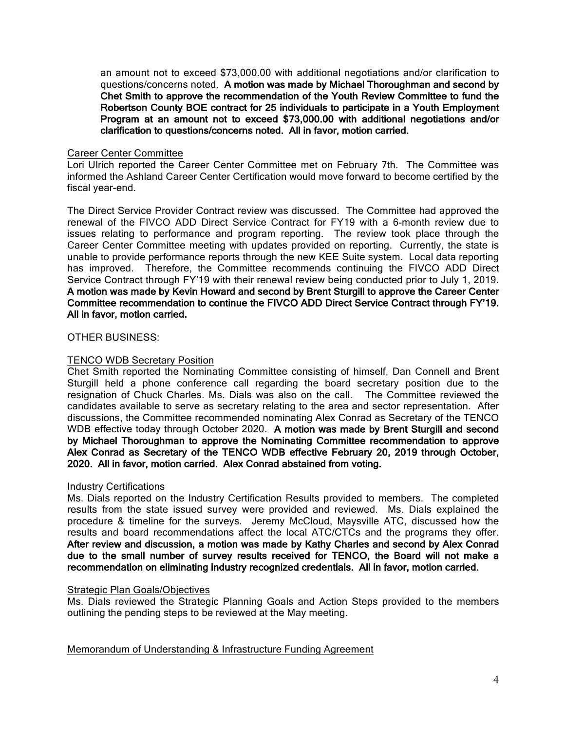an amount not to exceed $73,000.00 with additional negotiations and/or clarification to questions/concerns noted. **A motion was made by Michael Thoroughman and second by Chet Smith to approve the recommendation of the Youth Review Committee to fund the Robertson County BOE contract for 25 individuals to participate in a Youth Employment Program at an amount not to exceed $73,000.00 with additional negotiations and/or clarification to questions/concerns noted. All in favor, motion carried.**

Career Center Committee

Lori Ulrich reported the Career Center Committee met on February 7th. The Committee was informed the Ashland Career Center Certification would move forward to become certified by the fiscal year-end.

The Direct Service Provider Contract review was discussed. The Committee had approved the renewal of the FIVCO ADD Direct Service Contract for FY19 with a 6-month review due to issues relating to performance and program reporting. The review took place through the Career Center Committee meeting with updates provided on reporting. Currently, the state is unable to provide performance reports through the new KEE Suite system. Local data reporting has improved. Therefore, the Committee recommends continuing the FIVCO ADD Direct Service Contract through FY'19 with their renewal review being conducted prior to July 1, 2019. **A motion was made by Kevin Howard and second by Brent Sturgill to approve the Career Center Committee recommendation to continue the FIVCO ADD Direct Service Contract through FY'19. All in favor, motion carried.**

OTHER BUSINESS:

TENCO WDB Secretary Position

Chet Smith reported the Nominating Committee consisting of himself, Dan Connell and Brent Sturgill held a phone conference call regarding the board secretary position due to the resignation of Chuck Charles. Ms. Dials was also on the call. The Committee reviewed the candidates available to serve as secretary relating to the area and sector representation. After discussions, the Committee recommended nominating Alex Conrad as Secretary of the TENCO WDB effective today through October 2020. **A motion was made by Brent Sturgill and second by Michael Thoroughman to approve the Nominating Committee recommendation to approve Alex Conrad as Secretary of the TENCO WDB effective February 20, 2019 through October, 2020. All in favor, motion carried. Alex Conrad abstained from voting.**

Industry Certifications

Ms. Dials reported on the Industry Certification Results provided to members. The completed results from the state issued survey were provided and reviewed. Ms. Dials explained the procedure & timeline for the surveys. Jeremy McCloud, Maysville ATC, discussed how the results and board recommendations affect the local ATC/CTCs and the programs they offer. **After review and discussion, a motion was made by Kathy Charles and second by Alex Conrad due to the small number of survey results received for TENCO, the Board will not make a recommendation on eliminating industry recognized credentials. All in favor, motion carried.**

Strategic Plan Goals/Objectives

Ms. Dials reviewed the Strategic Planning Goals and Action Steps provided to the members outlining the pending steps to be reviewed at the May meeting.

Memorandum of Understanding & Infrastructure Funding Agreement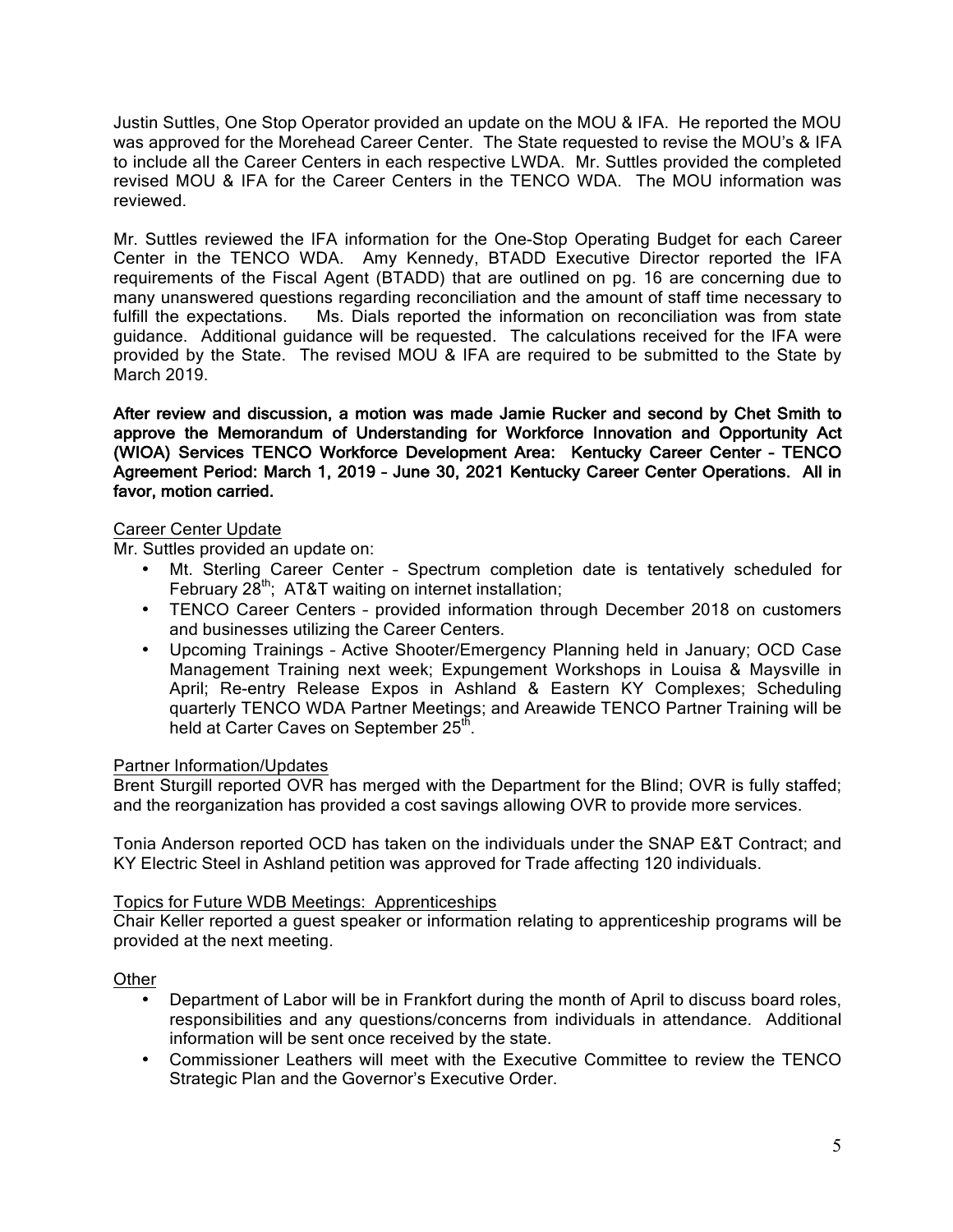Justin Suttles, One Stop Operator provided an update on the MOU & IFA. He reported the MOU was approved for the Morehead Career Center. The State requested to revise the MOU's & IFA to include all the Career Centers in each respective LWDA. Mr. Suttles provided the completed revised MOU & IFA for the Career Centers in the TENCO WDA. The MOU information was reviewed.

Mr. Suttles reviewed the IFA information for the One-Stop Operating Budget for each Career Center in the TENCO WDA. Amy Kennedy, BTADD Executive Director reported the IFA requirements of the Fiscal Agent (BTADD) that are outlined on pg. 16 are concerning due to many unanswered questions regarding reconciliation and the amount of staff time necessary to fulfill the expectations. Ms. Dials reported the information on reconciliation was from state guidance. Additional guidance will be requested. The calculations received for the IFA were provided by the State. The revised MOU & IFA are required to be submitted to the State by March 2019.

**After review and discussion, a motion was made Jamie Rucker and second by Chet Smith to approve the Memorandum of Understanding for Workforce Innovation and Opportunity Act (WIOA) Services TENCO Workforce Development Area: Kentucky Career Center – TENCO Agreement Period: March 1, 2019 – June 30, 2021 Kentucky Career Center Operations. All in favor, motion carried.**

Career Center Update

Mr. Suttles provided an update on:

- Mt. Sterling Career Center – Spectrum completion date is tentatively scheduled for February 28th; AT&T waiting on internet installation;
- TENCO Career Centers – provided information through December 2018 on customers and businesses utilizing the Career Centers.
- Upcoming Trainings – Active Shooter/Emergency Planning held in January; OCD Case Management Training next week; Expungement Workshops in Louisa & Maysville in April; Re-entry Release Expos in Ashland & Eastern KY Complexes; Scheduling quarterly TENCO WDA Partner Meetings; and Areawide TENCO Partner Training will be held at Carter Caves on September 25th.

Partner Information/Updates

Brent Sturgill reported OVR has merged with the Department for the Blind; OVR is fully staffed; and the reorganization has provided a cost savings allowing OVR to provide more services.

Tonia Anderson reported OCD has taken on the individuals under the SNAP E&T Contract; and KY Electric Steel in Ashland petition was approved for Trade affecting 120 individuals.

Topics for Future WDB Meetings: Apprenticeships

Chair Keller reported a guest speaker or information relating to apprenticeship programs will be provided at the next meeting.

Other

- Department of Labor will be in Frankfort during the month of April to discuss board roles, responsibilities and any questions/concerns from individuals in attendance. Additional information will be sent once received by the state.
- Commissioner Leathers will meet with the Executive Committee to review the TENCO Strategic Plan and the Governor's Executive Order.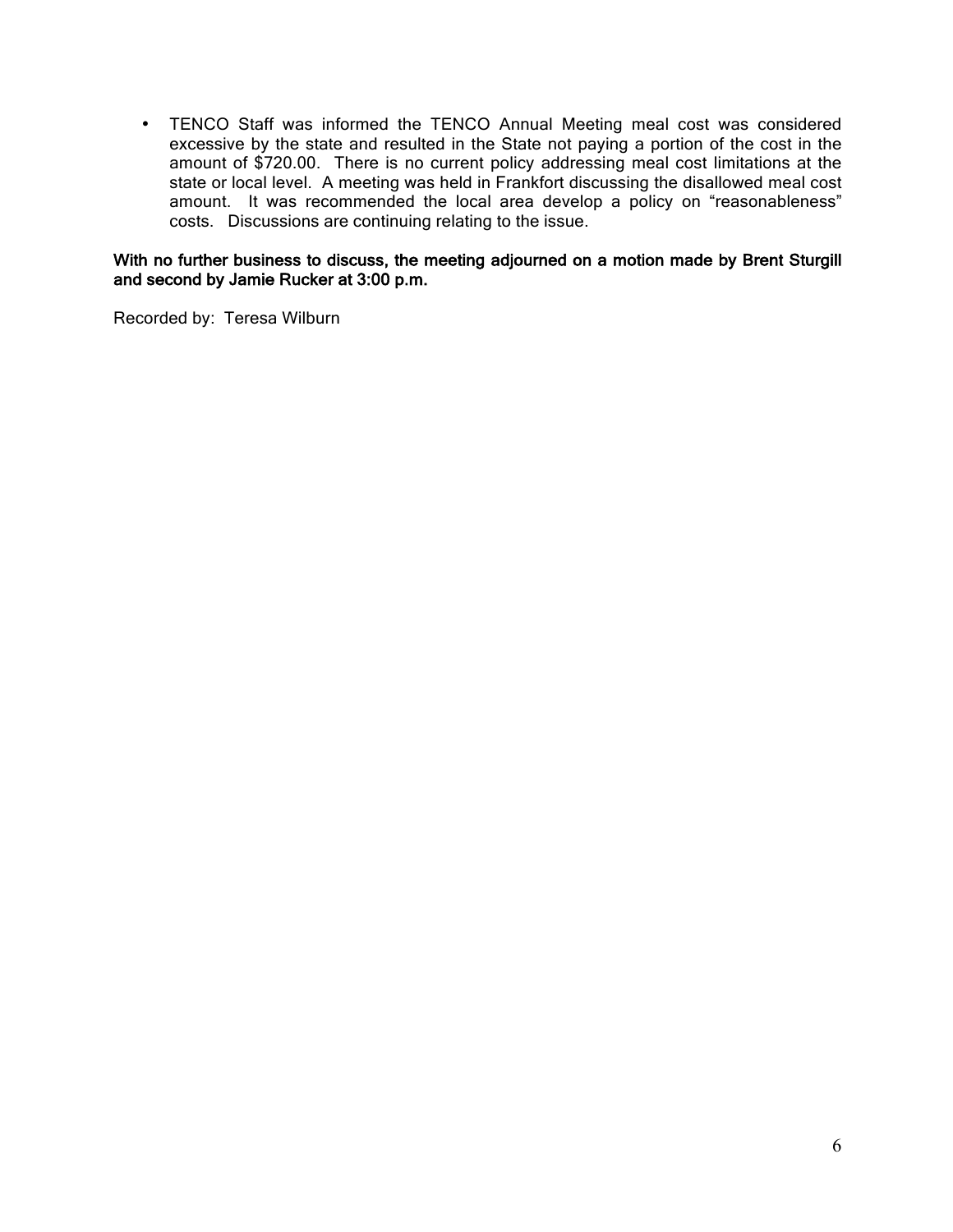- TENCO Staff was informed the TENCO Annual Meeting meal cost was considered excessive by the state and resulted in the State not paying a portion of the cost in the amount of $720.00. There is no current policy addressing meal cost limitations at the state or local level. A meeting was held in Frankfort discussing the disallowed meal cost amount. It was recommended the local area develop a policy on "reasonableness" costs. Discussions are continuing relating to the issue.

**With no further business to discuss, the meeting adjourned on a motion made by Brent Sturgill and second by Jamie Rucker at 3:00 p.m.**

Recorded by: Teresa Wilburn